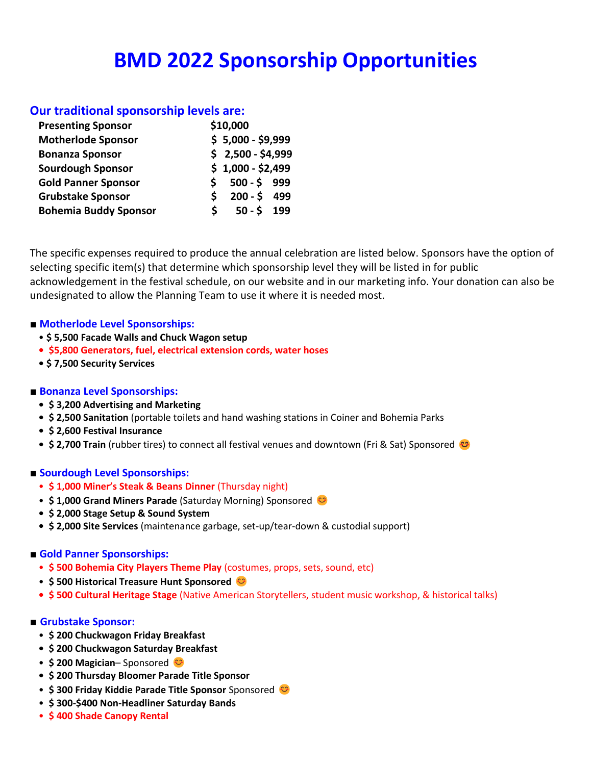# BMD 2022 Sponsorship Opportunities

## Our traditional sponsorship levels are:

| Level | Amount |
|---|---|
| **Presenting Sponsor** | **$10,000** |
| **Motherlode Sponsor** | **$ 5,000 - $9,999** |
| **Bonanza Sponsor** | **$ 2,500 - $4,999** |
| **Sourdough Sponsor** | **$ 1,000 - $2,499** |
| **Gold Panner Sponsor** | **$ 500 - $ 999** |
| **Grubstake Sponsor** | **$ 200 - $ 499** |
| **Bohemia Buddy Sponsor** | **$ 50 - $ 199** |

The specific expenses required to produce the annual celebration are listed below. Sponsors have the option of selecting specific item(s) that determine which sponsorship level they will be listed in for public acknowledgement in the festival schedule, on our website and in our marketing info. Your donation can also be undesignated to allow the Planning Team to use it where it is needed most.

### ■ Motherlode Level Sponsorships:

- **$ 5,500 Facade Walls and Chuck Wagon setup**
- **$5,800 Generators, fuel, electrical extension cords, water hoses**
- **$ 7,500 Security Services**

### ■ Bonanza Level Sponsorships:

- **$ 3,200 Advertising and Marketing**
- **$ 2,500 Sanitation** (portable toilets and hand washing stations in Coiner and Bohemia Parks
- **$ 2,600 Festival Insurance**
- **$ 2,700 Train** (rubber tires) to connect all festival venues and downtown (Fri & Sat) Sponsored 😊

### ■ Sourdough Level Sponsorships:

- **$ 1,000 Miner's Steak & Beans Dinner** (Thursday night)
- **$ 1,000 Grand Miners Parade** (Saturday Morning) Sponsored 😊
- **$ 2,000 Stage Setup & Sound System**
- **$ 2,000 Site Services** (maintenance garbage, set-up/tear-down & custodial support)

### ■ Gold Panner Sponsorships:

- **$ 500 Bohemia City Players Theme Play** (costumes, props, sets, sound, etc)
- **$ 500 Historical Treasure Hunt Sponsored** 😊
- **$ 500 Cultural Heritage Stage** (Native American Storytellers, student music workshop, & historical talks)

### ■ Grubstake Sponsor:

- **$ 200 Chuckwagon Friday Breakfast**
- **$ 200 Chuckwagon Saturday Breakfast**
- **$ 200 Magician**– Sponsored 😊
- **$ 200 Thursday Bloomer Parade Title Sponsor**
- **$ 300 Friday Kiddie Parade Title Sponsor** Sponsored 😊
- **$ 300-$400 Non-Headliner Saturday Bands**
- **$ 400 Shade Canopy Rental**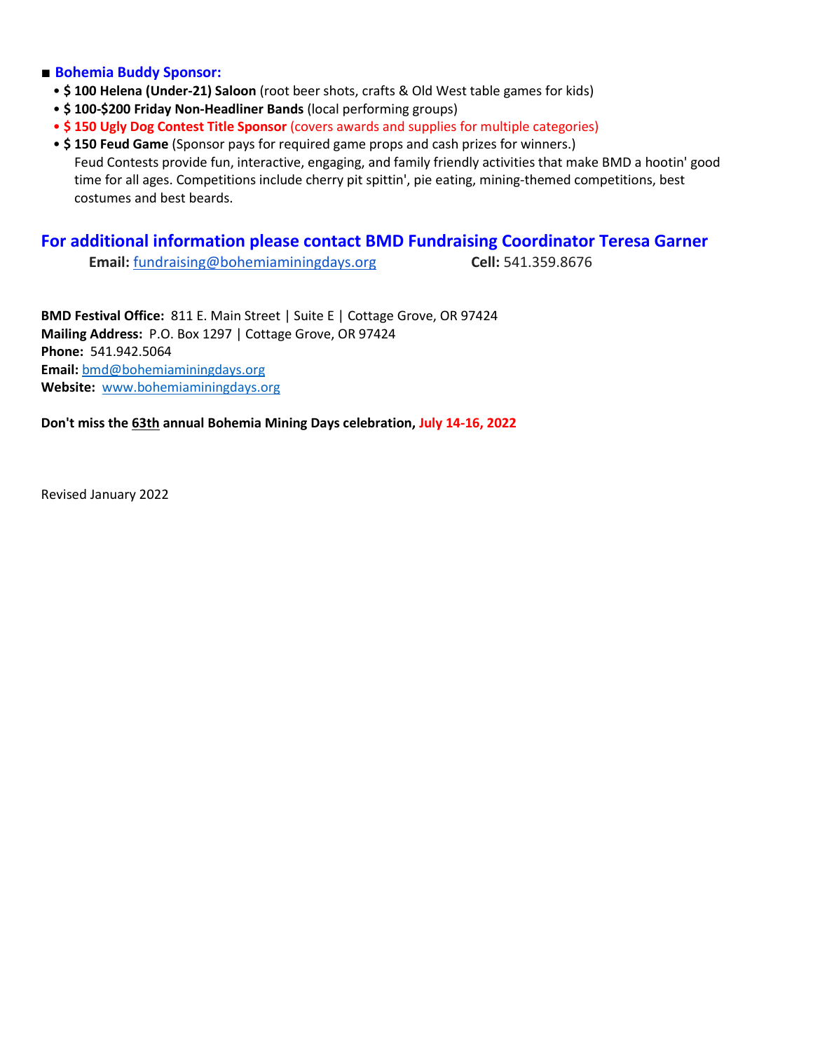■ **Bohemia Buddy Sponsor:**

- **$ 100 Helena (Under-21) Saloon** (root beer shots, crafts & Old West table games for kids)
- **$ 100-$200 Friday Non-Headliner Bands** (local performing groups)
- **$ 150 Ugly Dog Contest Title Sponsor** (covers awards and supplies for multiple categories)
- **$ 150 Feud Game** (Sponsor pays for required game props and cash prizes for winners.)
  Feud Contests provide fun, interactive, engaging, and family friendly activities that make BMD a hootin' good time for all ages. Competitions include cherry pit spittin', pie eating, mining-themed competitions, best costumes and best beards.

## For additional information please contact BMD Fundraising Coordinator Teresa Garner

**Email:** fundraising@bohemiaminingdays.org **Cell:** 541.359.8676

**BMD Festival Office:** 811 E. Main Street | Suite E | Cottage Grove, OR 97424
**Mailing Address:** P.O. Box 1297 | Cottage Grove, OR 97424
**Phone:** 541.942.5064
**Email:** bmd@bohemiaminingdays.org
**Website:** www.bohemiaminingdays.org

**Don't miss the 63th annual Bohemia Mining Days celebration, July 14-16, 2022**

Revised January 2022